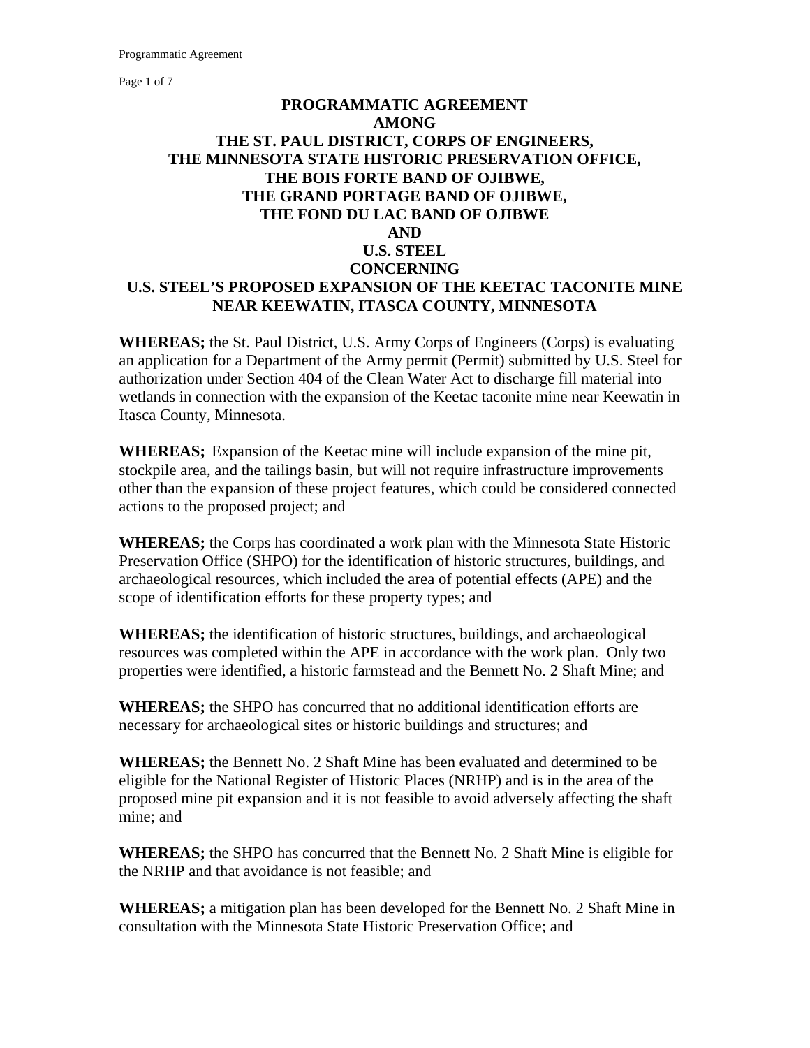# PROGRAMMATIC AGREEMENT AMONG THE ST. PAUL DISTRICT, CORPS OF ENGINEERS, THE MINNESOTA STATE HISTORIC PRESERVATION OFFICE, THE BOIS FORTE BAND OF OJIBWE, THE GRAND PORTAGE BAND OF OJIBWE, THE FOND DU LAC BAND OF OJIBWE AND U.S. STEEL CONCERNING U.S. STEEL'S PROPOSED EXPANSION OF THE KEETAC TACONITE MINE NEAR KEEWATIN, ITASCA COUNTY, MINNESOTA

**WHEREAS;** the St. Paul District, U.S. Army Corps of Engineers (Corps) is evaluating an application for a Department of the Army permit (Permit) submitted by U.S. Steel for authorization under Section 404 of the Clean Water Act to discharge fill material into wetlands in connection with the expansion of the Keetac taconite mine near Keewatin in Itasca County, Minnesota.

**WHEREAS;** Expansion of the Keetac mine will include expansion of the mine pit, stockpile area, and the tailings basin, but will not require infrastructure improvements other than the expansion of these project features, which could be considered connected actions to the proposed project; and

**WHEREAS;** the Corps has coordinated a work plan with the Minnesota State Historic Preservation Office (SHPO) for the identification of historic structures, buildings, and archaeological resources, which included the area of potential effects (APE) and the scope of identification efforts for these property types; and

**WHEREAS;** the identification of historic structures, buildings, and archaeological resources was completed within the APE in accordance with the work plan. Only two properties were identified, a historic farmstead and the Bennett No. 2 Shaft Mine; and

**WHEREAS;** the SHPO has concurred that no additional identification efforts are necessary for archaeological sites or historic buildings and structures; and

**WHEREAS;** the Bennett No. 2 Shaft Mine has been evaluated and determined to be eligible for the National Register of Historic Places (NRHP) and is in the area of the proposed mine pit expansion and it is not feasible to avoid adversely affecting the shaft mine; and

**WHEREAS;** the SHPO has concurred that the Bennett No. 2 Shaft Mine is eligible for the NRHP and that avoidance is not feasible; and

**WHEREAS;** a mitigation plan has been developed for the Bennett No. 2 Shaft Mine in consultation with the Minnesota State Historic Preservation Office; and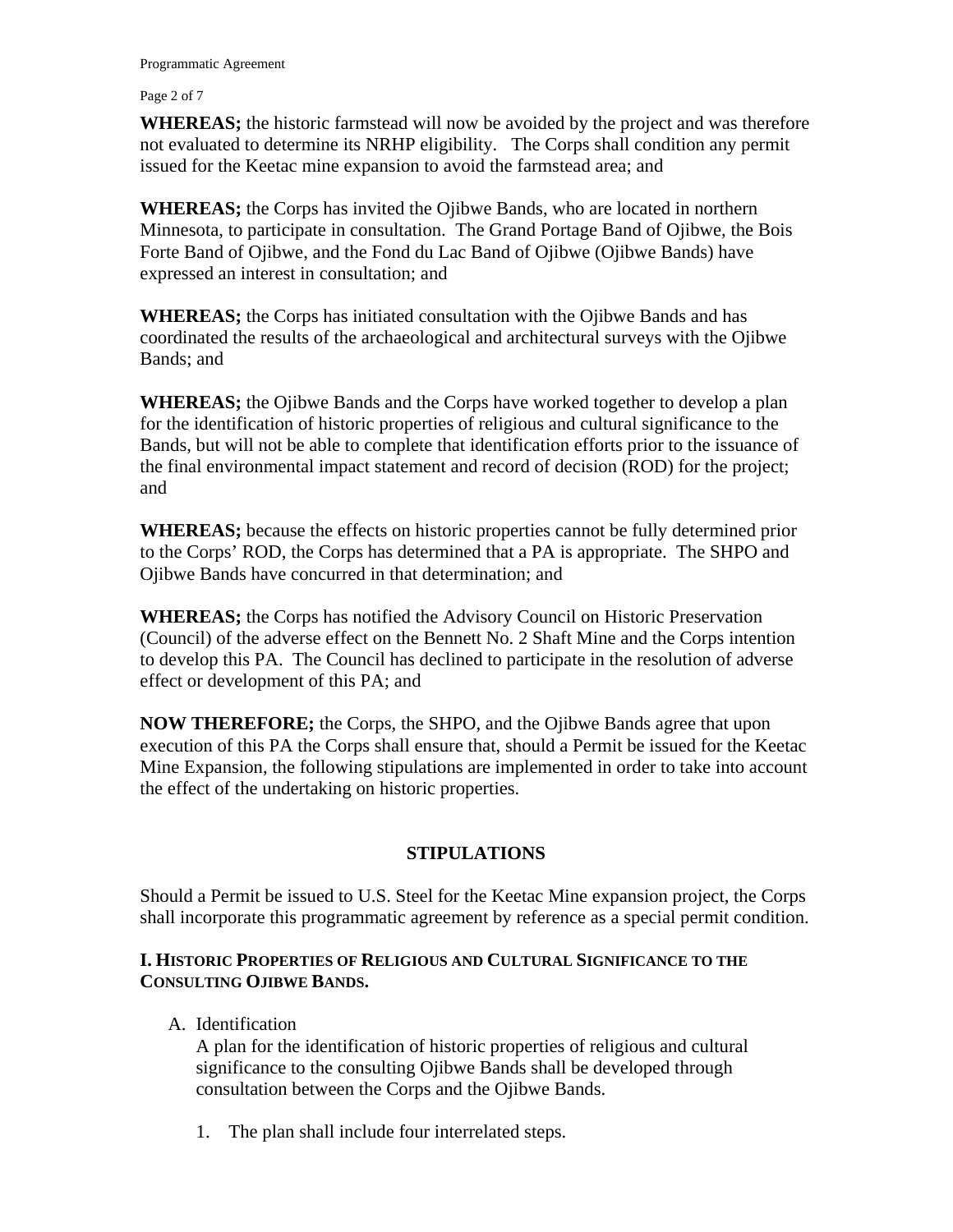**WHEREAS;** the historic farmstead will now be avoided by the project and was therefore not evaluated to determine its NRHP eligibility. The Corps shall condition any permit issued for the Keetac mine expansion to avoid the farmstead area; and

**WHEREAS;** the Corps has invited the Ojibwe Bands, who are located in northern Minnesota, to participate in consultation. The Grand Portage Band of Ojibwe, the Bois Forte Band of Ojibwe, and the Fond du Lac Band of Ojibwe (Ojibwe Bands) have expressed an interest in consultation; and

**WHEREAS;** the Corps has initiated consultation with the Ojibwe Bands and has coordinated the results of the archaeological and architectural surveys with the Ojibwe Bands; and

**WHEREAS;** the Ojibwe Bands and the Corps have worked together to develop a plan for the identification of historic properties of religious and cultural significance to the Bands, but will not be able to complete that identification efforts prior to the issuance of the final environmental impact statement and record of decision (ROD) for the project; and

**WHEREAS;** because the effects on historic properties cannot be fully determined prior to the Corps' ROD, the Corps has determined that a PA is appropriate. The SHPO and Ojibwe Bands have concurred in that determination; and

**WHEREAS;** the Corps has notified the Advisory Council on Historic Preservation (Council) of the adverse effect on the Bennett No. 2 Shaft Mine and the Corps intention to develop this PA. The Council has declined to participate in the resolution of adverse effect or development of this PA; and

**NOW THEREFORE;** the Corps, the SHPO, and the Ojibwe Bands agree that upon execution of this PA the Corps shall ensure that, should a Permit be issued for the Keetac Mine Expansion, the following stipulations are implemented in order to take into account the effect of the undertaking on historic properties.

## STIPULATIONS

Should a Permit be issued to U.S. Steel for the Keetac Mine expansion project, the Corps shall incorporate this programmatic agreement by reference as a special permit condition.

### I. HISTORIC PROPERTIES OF RELIGIOUS AND CULTURAL SIGNIFICANCE TO THE CONSULTING OJIBWE BANDS.

A. Identification

A plan for the identification of historic properties of religious and cultural significance to the consulting Ojibwe Bands shall be developed through consultation between the Corps and the Ojibwe Bands.

1. The plan shall include four interrelated steps.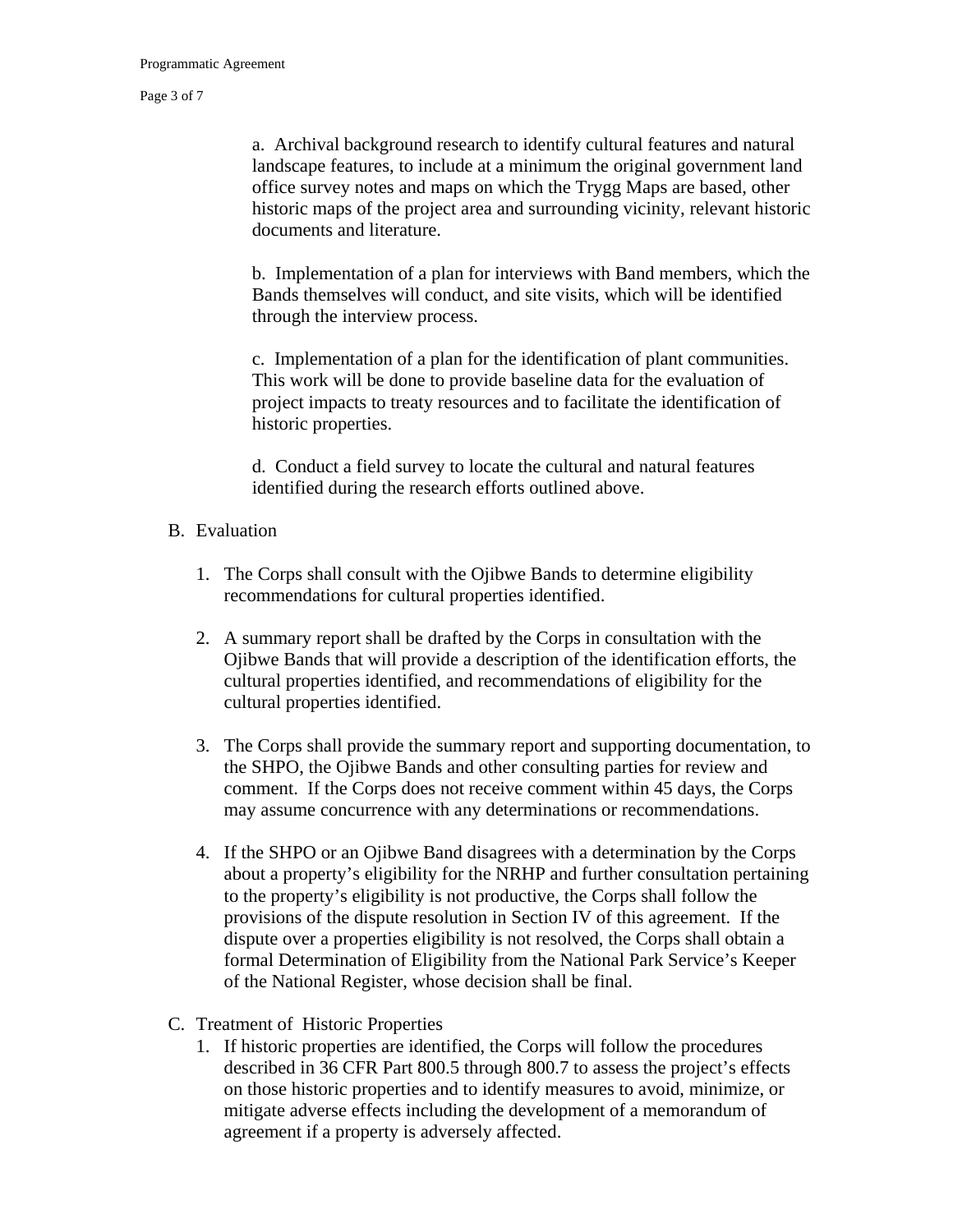a. Archival background research to identify cultural features and natural landscape features, to include at a minimum the original government land office survey notes and maps on which the Trygg Maps are based, other historic maps of the project area and surrounding vicinity, relevant historic documents and literature.

b. Implementation of a plan for interviews with Band members, which the Bands themselves will conduct, and site visits, which will be identified through the interview process.

c. Implementation of a plan for the identification of plant communities. This work will be done to provide baseline data for the evaluation of project impacts to treaty resources and to facilitate the identification of historic properties.

d. Conduct a field survey to locate the cultural and natural features identified during the research efforts outlined above.

B. Evaluation

1. The Corps shall consult with the Ojibwe Bands to determine eligibility recommendations for cultural properties identified.

2. A summary report shall be drafted by the Corps in consultation with the Ojibwe Bands that will provide a description of the identification efforts, the cultural properties identified, and recommendations of eligibility for the cultural properties identified.

3. The Corps shall provide the summary report and supporting documentation, to the SHPO, the Ojibwe Bands and other consulting parties for review and comment. If the Corps does not receive comment within 45 days, the Corps may assume concurrence with any determinations or recommendations.

4. If the SHPO or an Ojibwe Band disagrees with a determination by the Corps about a property's eligibility for the NRHP and further consultation pertaining to the property's eligibility is not productive, the Corps shall follow the provisions of the dispute resolution in Section IV of this agreement. If the dispute over a properties eligibility is not resolved, the Corps shall obtain a formal Determination of Eligibility from the National Park Service's Keeper of the National Register, whose decision shall be final.

C. Treatment of Historic Properties

1. If historic properties are identified, the Corps will follow the procedures described in 36 CFR Part 800.5 through 800.7 to assess the project's effects on those historic properties and to identify measures to avoid, minimize, or mitigate adverse effects including the development of a memorandum of agreement if a property is adversely affected.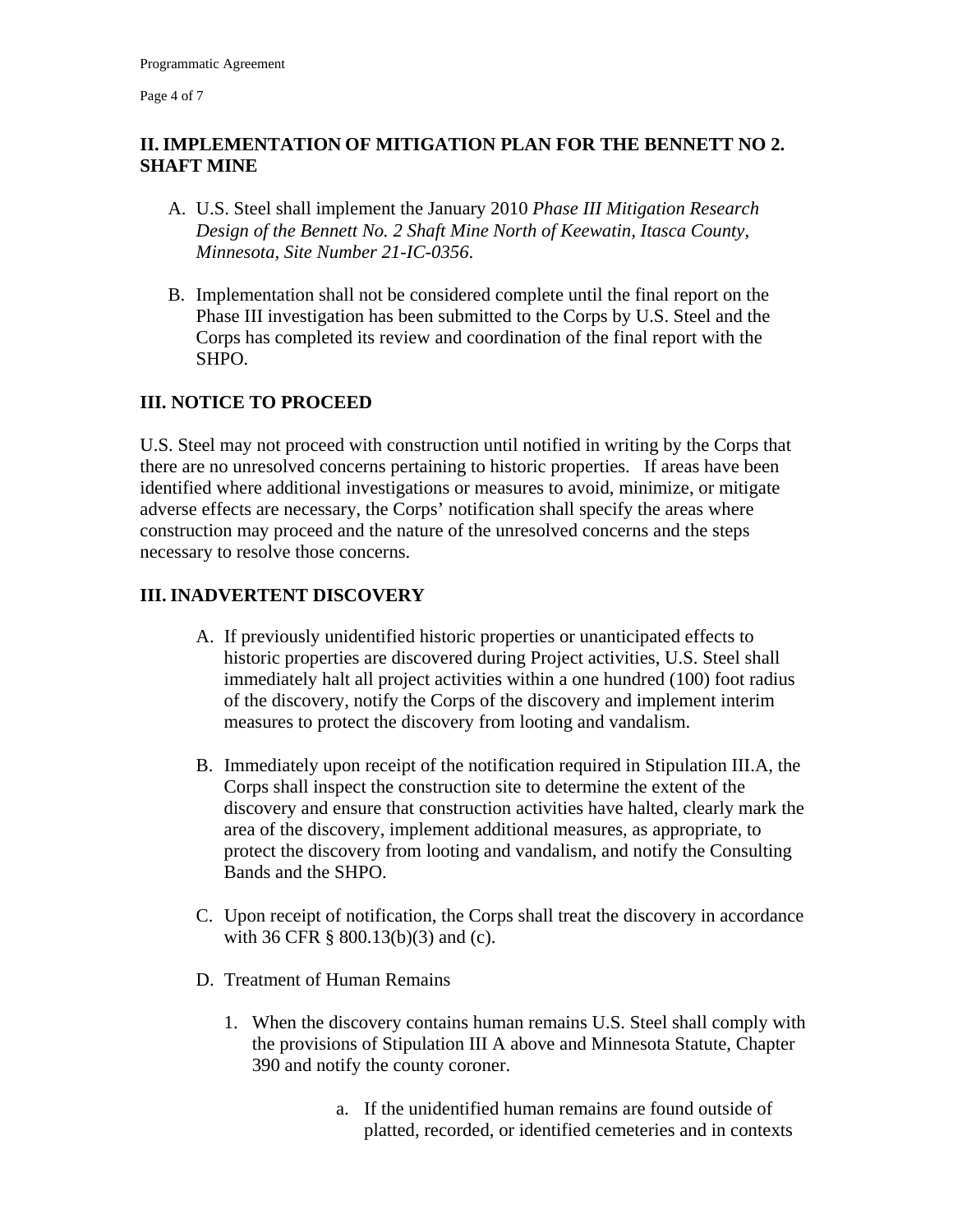## II. IMPLEMENTATION OF MITIGATION PLAN FOR THE BENNETT NO 2. SHAFT MINE

A. U.S. Steel shall implement the January 2010 *Phase III Mitigation Research Design of the Bennett No. 2 Shaft Mine North of Keewatin, Itasca County, Minnesota, Site Number 21-IC-0356*.

B. Implementation shall not be considered complete until the final report on the Phase III investigation has been submitted to the Corps by U.S. Steel and the Corps has completed its review and coordination of the final report with the SHPO.

## III. NOTICE TO PROCEED

U.S. Steel may not proceed with construction until notified in writing by the Corps that there are no unresolved concerns pertaining to historic properties. If areas have been identified where additional investigations or measures to avoid, minimize, or mitigate adverse effects are necessary, the Corps' notification shall specify the areas where construction may proceed and the nature of the unresolved concerns and the steps necessary to resolve those concerns.

## III. INADVERTENT DISCOVERY

A. If previously unidentified historic properties or unanticipated effects to historic properties are discovered during Project activities, U.S. Steel shall immediately halt all project activities within a one hundred (100) foot radius of the discovery, notify the Corps of the discovery and implement interim measures to protect the discovery from looting and vandalism.

B. Immediately upon receipt of the notification required in Stipulation III.A, the Corps shall inspect the construction site to determine the extent of the discovery and ensure that construction activities have halted, clearly mark the area of the discovery, implement additional measures, as appropriate, to protect the discovery from looting and vandalism, and notify the Consulting Bands and the SHPO.

C. Upon receipt of notification, the Corps shall treat the discovery in accordance with 36 CFR § 800.13(b)(3) and (c).

D. Treatment of Human Remains

1. When the discovery contains human remains U.S. Steel shall comply with the provisions of Stipulation III A above and Minnesota Statute, Chapter 390 and notify the county coroner.

    a. If the unidentified human remains are found outside of platted, recorded, or identified cemeteries and in contexts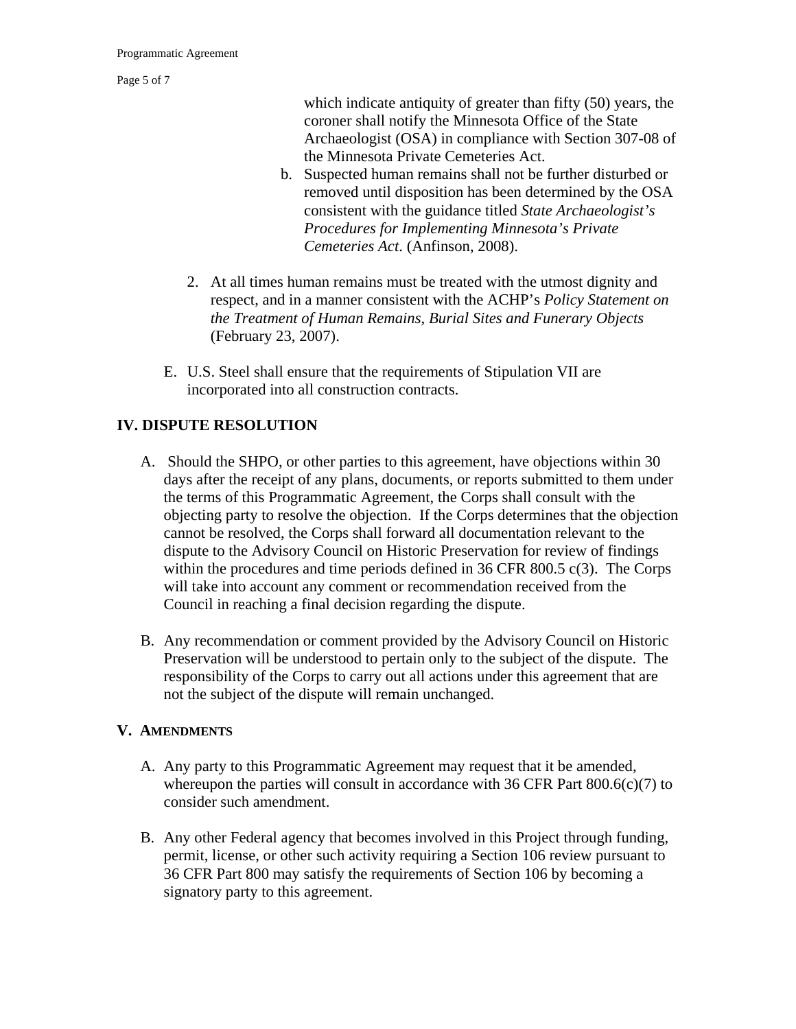which indicate antiquity of greater than fifty (50) years, the coroner shall notify the Minnesota Office of the State Archaeologist (OSA) in compliance with Section 307-08 of the Minnesota Private Cemeteries Act.

b. Suspected human remains shall not be further disturbed or removed until disposition has been determined by the OSA consistent with the guidance titled *State Archaeologist's Procedures for Implementing Minnesota's Private Cemeteries Act*. (Anfinson, 2008).

2. At all times human remains must be treated with the utmost dignity and respect, and in a manner consistent with the ACHP's *Policy Statement on the Treatment of Human Remains, Burial Sites and Funerary Objects* (February 23, 2007).

E. U.S. Steel shall ensure that the requirements of Stipulation VII are incorporated into all construction contracts.

## IV. DISPUTE RESOLUTION

A. Should the SHPO, or other parties to this agreement, have objections within 30 days after the receipt of any plans, documents, or reports submitted to them under the terms of this Programmatic Agreement, the Corps shall consult with the objecting party to resolve the objection. If the Corps determines that the objection cannot be resolved, the Corps shall forward all documentation relevant to the dispute to the Advisory Council on Historic Preservation for review of findings within the procedures and time periods defined in 36 CFR 800.5 c(3). The Corps will take into account any comment or recommendation received from the Council in reaching a final decision regarding the dispute.

B. Any recommendation or comment provided by the Advisory Council on Historic Preservation will be understood to pertain only to the subject of the dispute. The responsibility of the Corps to carry out all actions under this agreement that are not the subject of the dispute will remain unchanged.

## V. AMENDMENTS

A. Any party to this Programmatic Agreement may request that it be amended, whereupon the parties will consult in accordance with 36 CFR Part 800.6(c)(7) to consider such amendment.

B. Any other Federal agency that becomes involved in this Project through funding, permit, license, or other such activity requiring a Section 106 review pursuant to 36 CFR Part 800 may satisfy the requirements of Section 106 by becoming a signatory party to this agreement.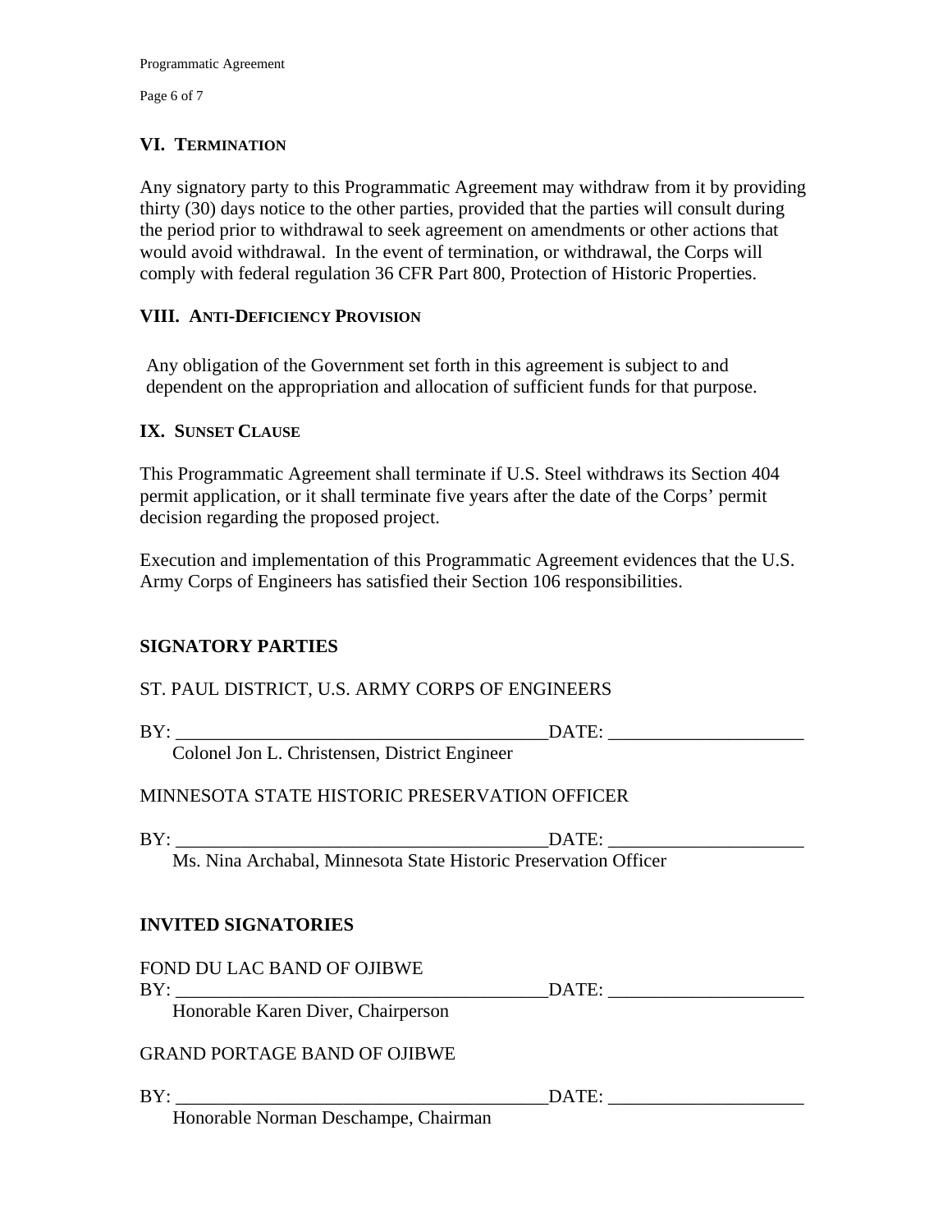## VI. TERMINATION

Any signatory party to this Programmatic Agreement may withdraw from it by providing thirty (30) days notice to the other parties, provided that the parties will consult during the period prior to withdrawal to seek agreement on amendments or other actions that would avoid withdrawal. In the event of termination, or withdrawal, the Corps will comply with federal regulation 36 CFR Part 800, Protection of Historic Properties.

## VIII. ANTI-DEFICIENCY PROVISION

Any obligation of the Government set forth in this agreement is subject to and dependent on the appropriation and allocation of sufficient funds for that purpose.

## IX. SUNSET CLAUSE

This Programmatic Agreement shall terminate if U.S. Steel withdraws its Section 404 permit application, or it shall terminate five years after the date of the Corps' permit decision regarding the proposed project.

Execution and implementation of this Programmatic Agreement evidences that the U.S. Army Corps of Engineers has satisfied their Section 106 responsibilities.

## SIGNATORY PARTIES

ST. PAUL DISTRICT, U.S. ARMY CORPS OF ENGINEERS

BY: ________________________________________DATE: ____________________
Colonel Jon L. Christensen, District Engineer

MINNESOTA STATE HISTORIC PRESERVATION OFFICER

BY: ________________________________________DATE: ____________________
Ms. Nina Archabal, Minnesota State Historic Preservation Officer

## INVITED SIGNATORIES

FOND DU LAC BAND OF OJIBWE
BY: ________________________________________DATE: ____________________
Honorable Karen Diver, Chairperson

GRAND PORTAGE BAND OF OJIBWE

BY: ________________________________________DATE: ____________________
Honorable Norman Deschampe, Chairman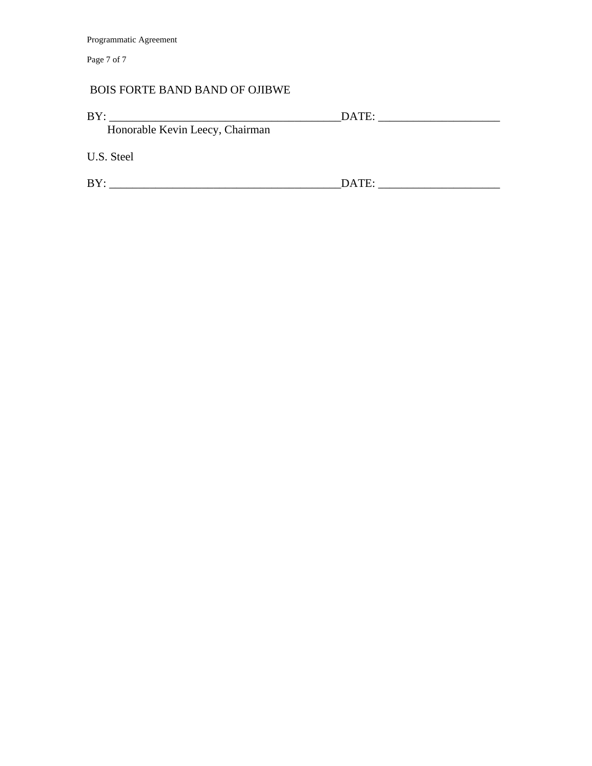BOIS FORTE BAND BAND OF OJIBWE

BY: ________________________________________DATE: ____________________
Honorable Kevin Leecy, Chairman

U.S. Steel

BY: ________________________________________DATE: ____________________